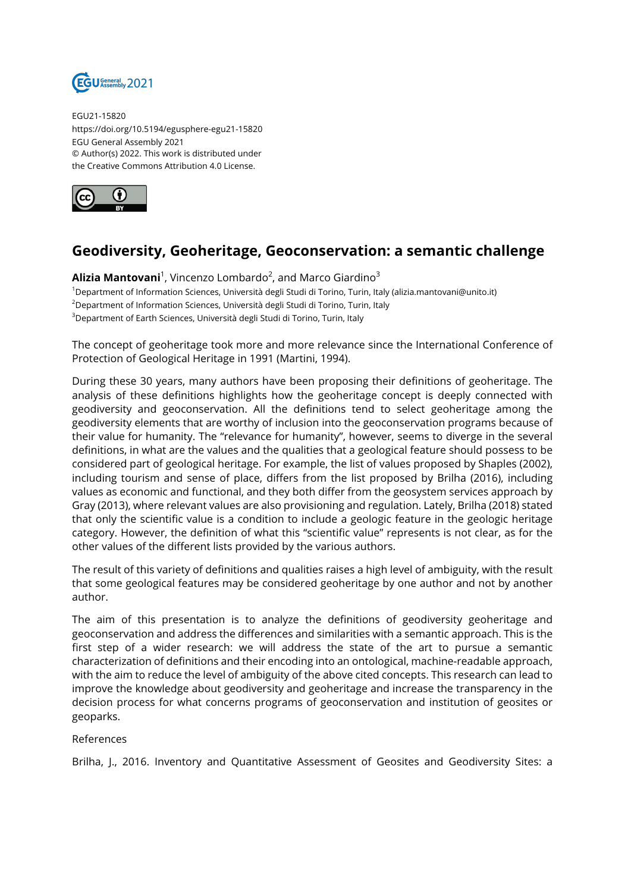EGU21-15820
https://doi.org/10.5194/egusphere-egu21-15820
EGU General Assembly 2021
© Author(s) 2022. This work is distributed under
the Creative Commons Attribution 4.0 License.

# Geodiversity, Geoheritage, Geoconservation: a semantic challenge

**Alizia Mantovani**[1], Vincenzo Lombardo[2], and Marco Giardino[3]

[1]Department of Information Sciences, Università degli Studi di Torino, Turin, Italy (alizia.mantovani@unito.it)
[2]Department of Information Sciences, Università degli Studi di Torino, Turin, Italy
[3]Department of Earth Sciences, Università degli Studi di Torino, Turin, Italy

The concept of geoheritage took more and more relevance since the International Conference of Protection of Geological Heritage in 1991 (Martini, 1994).

During these 30 years, many authors have been proposing their definitions of geoheritage. The analysis of these definitions highlights how the geoheritage concept is deeply connected with geodiversity and geoconservation. All the definitions tend to select geoheritage among the geodiversity elements that are worthy of inclusion into the geoconservation programs because of their value for humanity. The "relevance for humanity", however, seems to diverge in the several definitions, in what are the values and the qualities that a geological feature should possess to be considered part of geological heritage. For example, the list of values proposed by Shaples (2002), including tourism and sense of place, differs from the list proposed by Brilha (2016), including values as economic and functional, and they both differ from the geosystem services approach by Gray (2013), where relevant values are also provisioning and regulation. Lately, Brilha (2018) stated that only the scientific value is a condition to include a geologic feature in the geologic heritage category. However, the definition of what this "scientific value" represents is not clear, as for the other values of the different lists provided by the various authors.

The result of this variety of definitions and qualities raises a high level of ambiguity, with the result that some geological features may be considered geoheritage by one author and not by another author.

The aim of this presentation is to analyze the definitions of geodiversity geoheritage and geoconservation and address the differences and similarities with a semantic approach. This is the first step of a wider research: we will address the state of the art to pursue a semantic characterization of definitions and their encoding into an ontological, machine-readable approach, with the aim to reduce the level of ambiguity of the above cited concepts. This research can lead to improve the knowledge about geodiversity and geoheritage and increase the transparency in the decision process for what concerns programs of geoconservation and institution of geosites or geoparks.

References

Brilha, J., 2016. Inventory and Quantitative Assessment of Geosites and Geodiversity Sites: a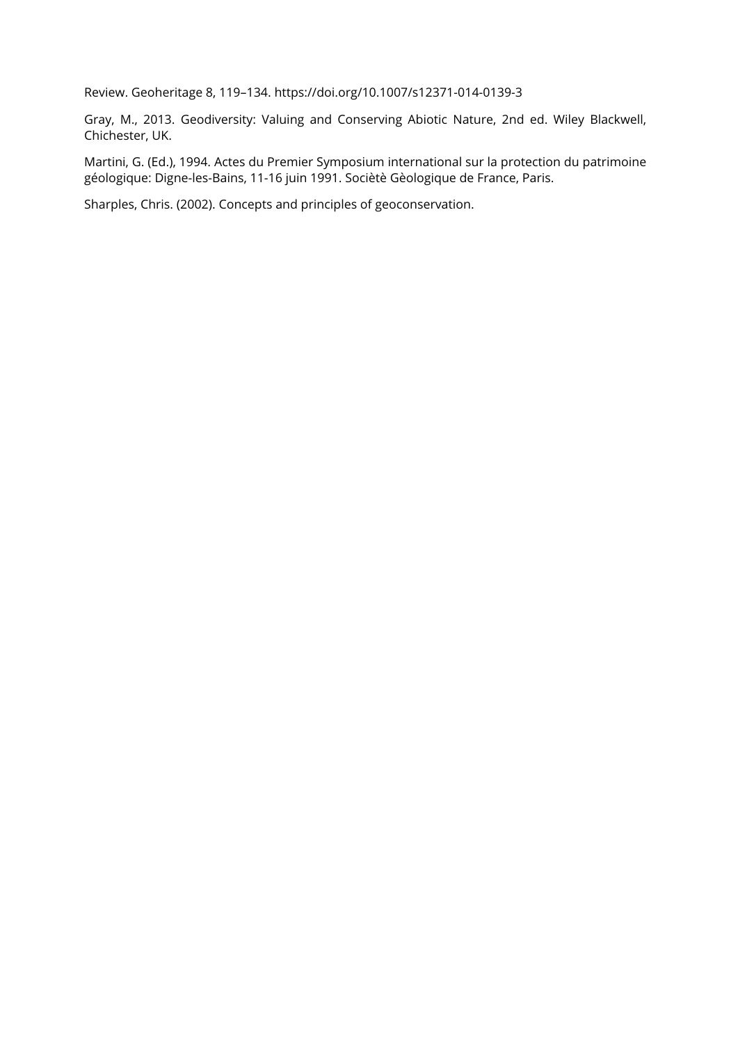Review. Geoheritage 8, 119–134. https://doi.org/10.1007/s12371-014-0139-3

Gray, M., 2013. Geodiversity: Valuing and Conserving Abiotic Nature, 2nd ed. Wiley Blackwell, Chichester, UK.

Martini, G. (Ed.), 1994. Actes du Premier Symposium international sur la protection du patrimoine géologique: Digne-les-Bains, 11-16 juin 1991. Socièté Gèologique de France, Paris.

Sharples, Chris. (2002). Concepts and principles of geoconservation.